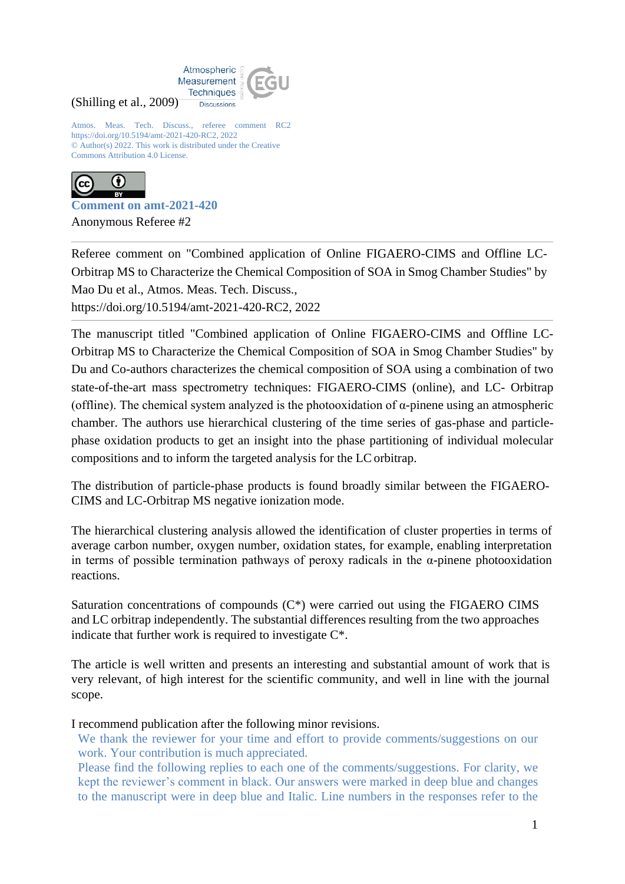(Shilling et al., 2009)

Atmos. Meas. Tech. Discuss., referee comment RC2
https://doi.org/10.5194/amt-2021-420-RC2, 2022
© Author(s) 2022. This work is distributed under the Creative Commons Attribution 4.0 License.

**Comment on amt-2021-420**

Anonymous Referee #2

---

Referee comment on "Combined application of Online FIGAERO-CIMS and Offline LC-Orbitrap MS to Characterize the Chemical Composition of SOA in Smog Chamber Studies" by Mao Du et al., Atmos. Meas. Tech. Discuss., https://doi.org/10.5194/amt-2021-420-RC2, 2022

---

The manuscript titled "Combined application of Online FIGAERO-CIMS and Offline LC-Orbitrap MS to Characterize the Chemical Composition of SOA in Smog Chamber Studies" by Du and Co-authors characterizes the chemical composition of SOA using a combination of two state-of-the-art mass spectrometry techniques: FIGAERO-CIMS (online), and LC- Orbitrap (offline). The chemical system analyzed is the photooxidation of α-pinene using an atmospheric chamber. The authors use hierarchical clustering of the time series of gas-phase and particle-phase oxidation products to get an insight into the phase partitioning of individual molecular compositions and to inform the targeted analysis for the LC orbitrap.

The distribution of particle-phase products is found broadly similar between the FIGAERO-CIMS and LC-Orbitrap MS negative ionization mode.

The hierarchical clustering analysis allowed the identification of cluster properties in terms of average carbon number, oxygen number, oxidation states, for example, enabling interpretation in terms of possible termination pathways of peroxy radicals in the α-pinene photooxidation reactions.

Saturation concentrations of compounds (C*) were carried out using the FIGAERO CIMS and LC orbitrap independently. The substantial differences resulting from the two approaches indicate that further work is required to investigate C*.

The article is well written and presents an interesting and substantial amount of work that is very relevant, of high interest for the scientific community, and well in line with the journal scope.

I recommend publication after the following minor revisions.

We thank the reviewer for your time and effort to provide comments/suggestions on our work. Your contribution is much appreciated.
Please find the following replies to each one of the comments/suggestions. For clarity, we kept the reviewer's comment in black. Our answers were marked in deep blue and changes to the manuscript were in deep blue and Italic. Line numbers in the responses refer to the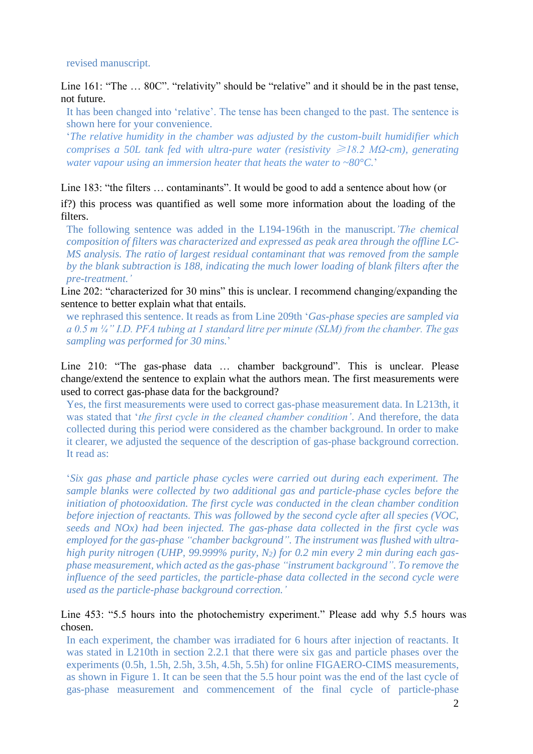revised manuscript.

Line 161: "The … 80C". "relativity" should be "relative" and it should be in the past tense, not future.

It has been changed into 'relative'. The tense has been changed to the past. The sentence is shown here for your convenience.

'*The relative humidity in the chamber was adjusted by the custom-built humidifier which comprises a 50L tank fed with ultra-pure water (resistivity ⩾18.2 MΩ-cm), generating water vapour using an immersion heater that heats the water to ~80°C.*'

Line 183: "the filters … contaminants". It would be good to add a sentence about how (or if?) this process was quantified as well some more information about the loading of the filters.

The following sentence was added in the L194-196th in the manuscript. '*The chemical composition of filters was characterized and expressed as peak area through the offline LC-MS analysis. The ratio of largest residual contaminant that was removed from the sample by the blank subtraction is 188, indicating the much lower loading of blank filters after the pre-treatment.*'

Line 202: "characterized for 30 mins" this is unclear. I recommend changing/expanding the sentence to better explain what that entails.

we rephrased this sentence. It reads as from Line 209th '*Gas-phase species are sampled via a 0.5 m ¼" I.D. PFA tubing at 1 standard litre per minute (SLM) from the chamber. The gas sampling was performed for 30 mins.*'

Line 210: "The gas-phase data … chamber background". This is unclear. Please change/extend the sentence to explain what the authors mean. The first measurements were used to correct gas-phase data for the background?

Yes, the first measurements were used to correct gas-phase measurement data. In L213th, it was stated that '*the first cycle in the cleaned chamber condition*'. And therefore, the data collected during this period were considered as the chamber background. In order to make it clearer, we adjusted the sequence of the description of gas-phase background correction. It read as:

'*Six gas phase and particle phase cycles were carried out during each experiment. The sample blanks were collected by two additional gas and particle-phase cycles before the initiation of photooxidation. The first cycle was conducted in the clean chamber condition before injection of reactants. This was followed by the second cycle after all species (VOC, seeds and NOx) had been injected. The gas-phase data collected in the first cycle was employed for the gas-phase "chamber background". The instrument was flushed with ultra-high purity nitrogen (UHP, 99.999% purity, $N_2$) for 0.2 min every 2 min during each gas-phase measurement, which acted as the gas-phase "instrument background". To remove the influence of the seed particles, the particle-phase data collected in the second cycle were used as the particle-phase background correction.*'

Line 453: "5.5 hours into the photochemistry experiment." Please add why 5.5 hours was chosen.

In each experiment, the chamber was irradiated for 6 hours after injection of reactants. It was stated in L210th in section 2.2.1 that there were six gas and particle phases over the experiments (0.5h, 1.5h, 2.5h, 3.5h, 4.5h, 5.5h) for online FIGAERO-CIMS measurements, as shown in Figure 1. It can be seen that the 5.5 hour point was the end of the last cycle of gas-phase measurement and commencement of the final cycle of particle-phase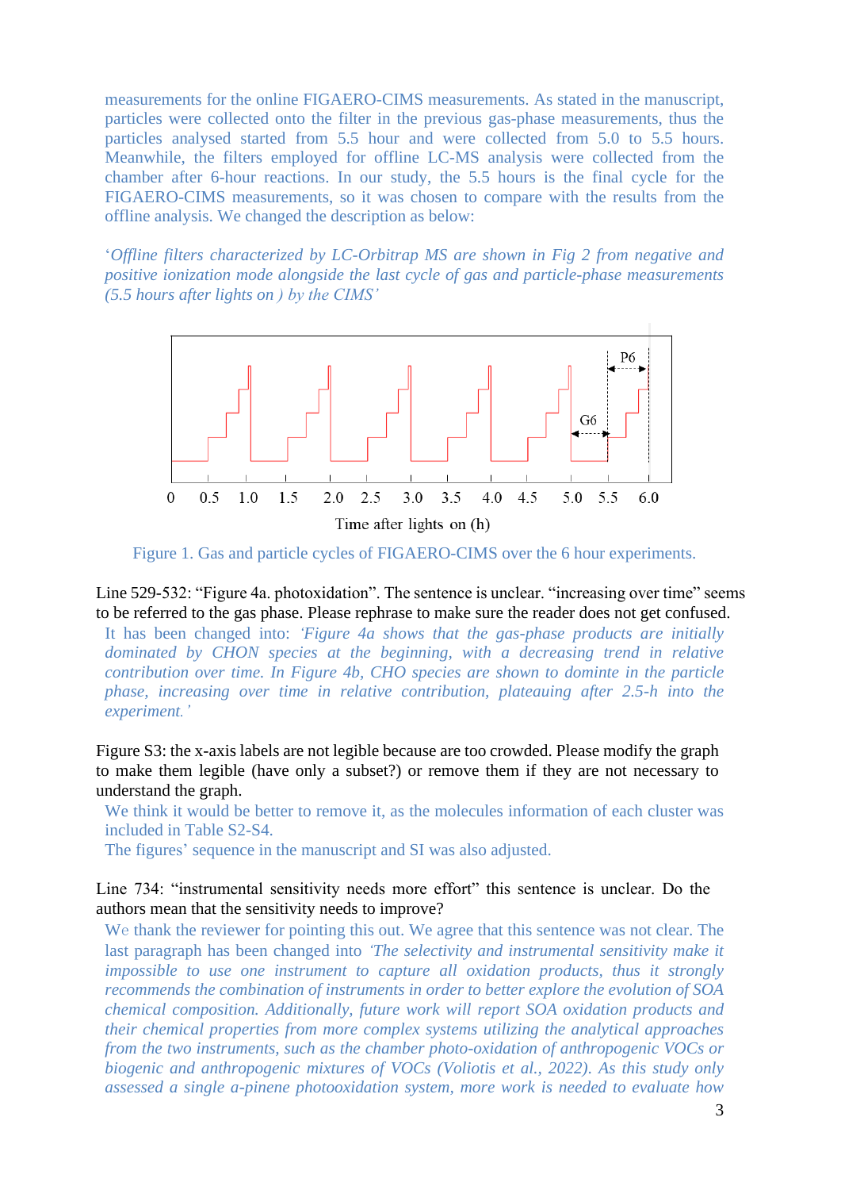measurements for the online FIGAERO-CIMS measurements. As stated in the manuscript, particles were collected onto the filter in the previous gas-phase measurements, thus the particles analysed started from 5.5 hour and were collected from 5.0 to 5.5 hours. Meanwhile, the filters employed for offline LC-MS analysis were collected from the chamber after 6-hour reactions. In our study, the 5.5 hours is the final cycle for the FIGAERO-CIMS measurements, so it was chosen to compare with the results from the offline analysis. We changed the description as below:

'*Offline filters characterized by LC-Orbitrap MS are shown in Fig 2 from negative and positive ionization mode alongside the last cycle of gas and particle-phase measurements (5.5 hours after lights on ) by the CIMS*'

Figure 1. Gas and particle cycles of FIGAERO-CIMS over the 6 hour experiments.

Line 529-532: "Figure 4a. photoxidation". The sentence is unclear. "increasing over time" seems to be referred to the gas phase. Please rephrase to make sure the reader does not get confused.

It has been changed into: *'Figure 4a shows that the gas-phase products are initially dominated by CHON species at the beginning, with a decreasing trend in relative contribution over time. In Figure 4b, CHO species are shown to dominte in the particle phase, increasing over time in relative contribution, plateauing after 2.5-h into the experiment.'*

Figure S3: the x-axis labels are not legible because are too crowded. Please modify the graph to make them legible (have only a subset?) or remove them if they are not necessary to understand the graph.

We think it would be better to remove it, as the molecules information of each cluster was included in Table S2-S4.

The figures' sequence in the manuscript and SI was also adjusted.

Line 734: "instrumental sensitivity needs more effort" this sentence is unclear. Do the authors mean that the sensitivity needs to improve?

We thank the reviewer for pointing this out. We agree that this sentence was not clear. The last paragraph has been changed into *'The selectivity and instrumental sensitivity make it impossible to use one instrument to capture all oxidation products, thus it strongly recommends the combination of instruments in order to better explore the evolution of SOA chemical composition. Additionally, future work will report SOA oxidation products and their chemical properties from more complex systems utilizing the analytical approaches from the two instruments, such as the chamber photo-oxidation of anthropogenic VOCs or biogenic and anthropogenic mixtures of VOCs (Voliotis et al., 2022). As this study only assessed a single a-pinene photooxidation system, more work is needed to evaluate how*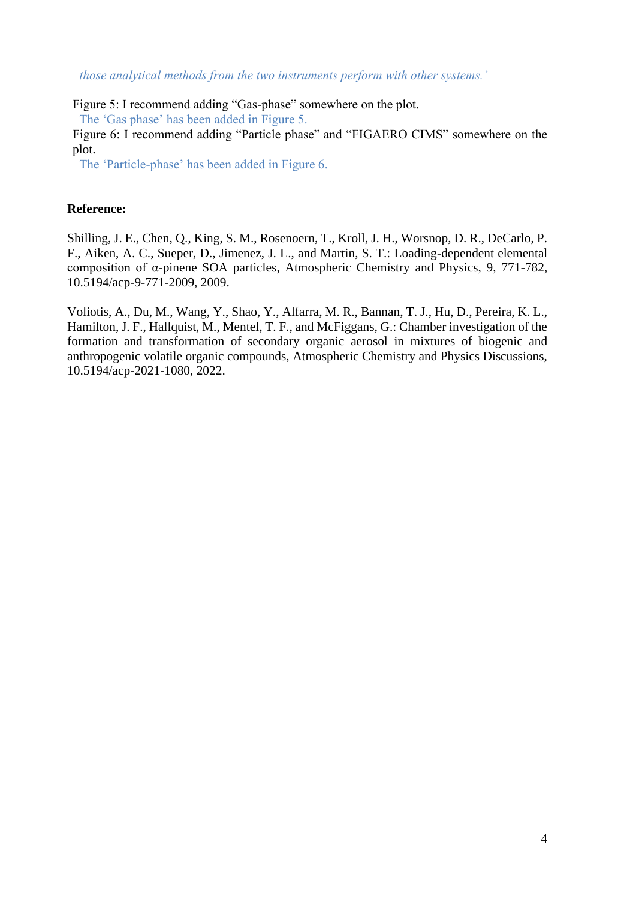*those analytical methods from the two instruments perform with other systems.'*

Figure 5: I recommend adding "Gas-phase" somewhere on the plot.

The 'Gas phase' has been added in Figure 5.

Figure 6: I recommend adding "Particle phase" and "FIGAERO CIMS" somewhere on the plot.

The 'Particle-phase' has been added in Figure 6.

**Reference:**

Shilling, J. E., Chen, Q., King, S. M., Rosenoern, T., Kroll, J. H., Worsnop, D. R., DeCarlo, P. F., Aiken, A. C., Sueper, D., Jimenez, J. L., and Martin, S. T.: Loading-dependent elemental composition of α-pinene SOA particles, Atmospheric Chemistry and Physics, 9, 771-782, 10.5194/acp-9-771-2009, 2009.

Voliotis, A., Du, M., Wang, Y., Shao, Y., Alfarra, M. R., Bannan, T. J., Hu, D., Pereira, K. L., Hamilton, J. F., Hallquist, M., Mentel, T. F., and McFiggans, G.: Chamber investigation of the formation and transformation of secondary organic aerosol in mixtures of biogenic and anthropogenic volatile organic compounds, Atmospheric Chemistry and Physics Discussions, 10.5194/acp-2021-1080, 2022.